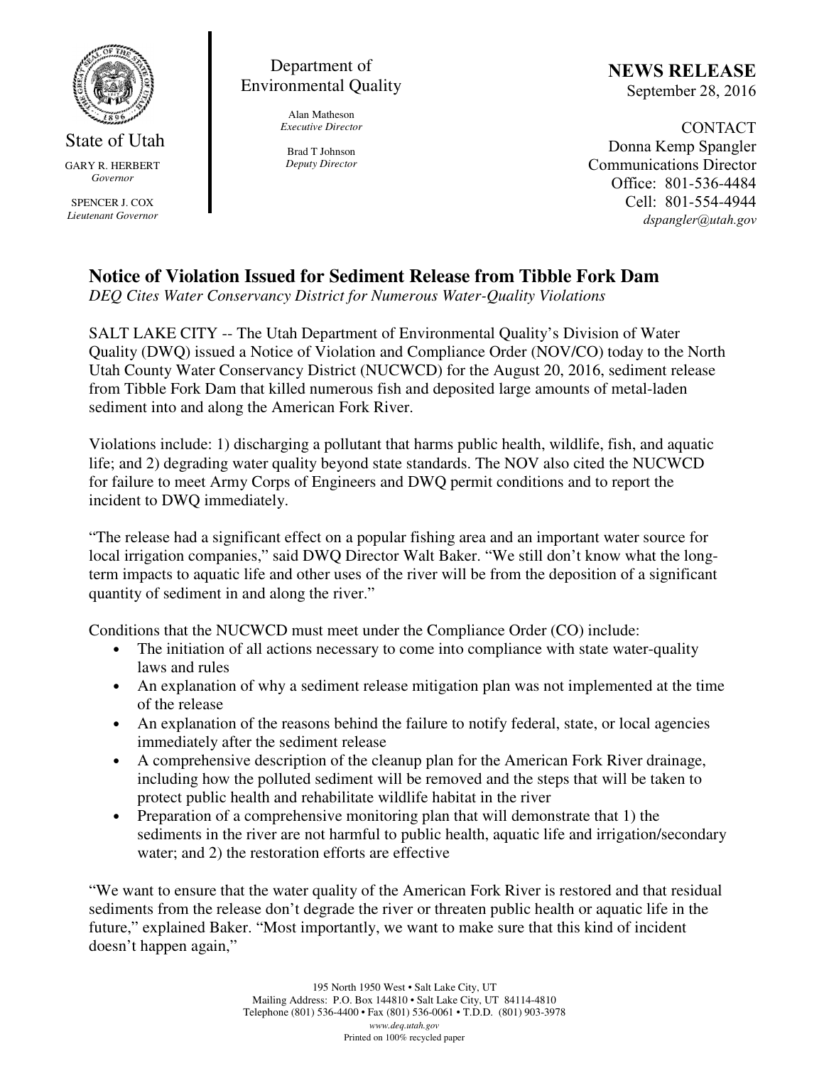State of Utah

GARY R. HERBERT
*Governor*

SPENCER J. COX
*Lieutenant Governor*

Department of Environmental Quality

Alan Matheson
*Executive Director*

Brad T Johnson
*Deputy Director*

**NEWS RELEASE**
September 28, 2016

CONTACT
Donna Kemp Spangler
Communications Director
Office: 801-536-4484
Cell: 801-554-4944
*dspangler@utah.gov*

## Notice of Violation Issued for Sediment Release from Tibble Fork Dam

*DEQ Cites Water Conservancy District for Numerous Water-Quality Violations*

SALT LAKE CITY -- The Utah Department of Environmental Quality's Division of Water Quality (DWQ) issued a Notice of Violation and Compliance Order (NOV/CO) today to the North Utah County Water Conservancy District (NUCWCD) for the August 20, 2016, sediment release from Tibble Fork Dam that killed numerous fish and deposited large amounts of metal-laden sediment into and along the American Fork River.

Violations include: 1) discharging a pollutant that harms public health, wildlife, fish, and aquatic life; and 2) degrading water quality beyond state standards. The NOV also cited the NUCWCD for failure to meet Army Corps of Engineers and DWQ permit conditions and to report the incident to DWQ immediately.

"The release had a significant effect on a popular fishing area and an important water source for local irrigation companies," said DWQ Director Walt Baker. "We still don't know what the long-term impacts to aquatic life and other uses of the river will be from the deposition of a significant quantity of sediment in and along the river."

Conditions that the NUCWCD must meet under the Compliance Order (CO) include:

- The initiation of all actions necessary to come into compliance with state water-quality laws and rules
- An explanation of why a sediment release mitigation plan was not implemented at the time of the release
- An explanation of the reasons behind the failure to notify federal, state, or local agencies immediately after the sediment release
- A comprehensive description of the cleanup plan for the American Fork River drainage, including how the polluted sediment will be removed and the steps that will be taken to protect public health and rehabilitate wildlife habitat in the river
- Preparation of a comprehensive monitoring plan that will demonstrate that 1) the sediments in the river are not harmful to public health, aquatic life and irrigation/secondary water; and 2) the restoration efforts are effective

"We want to ensure that the water quality of the American Fork River is restored and that residual sediments from the release don't degrade the river or threaten public health or aquatic life in the future," explained Baker. "Most importantly, we want to make sure that this kind of incident doesn't happen again,"

195 North 1950 West • Salt Lake City, UT
Mailing Address: P.O. Box 144810 • Salt Lake City, UT 84114-4810
Telephone (801) 536-4400 • Fax (801) 536-0061 • T.D.D. (801) 903-3978
www.deq.utah.gov
Printed on 100% recycled paper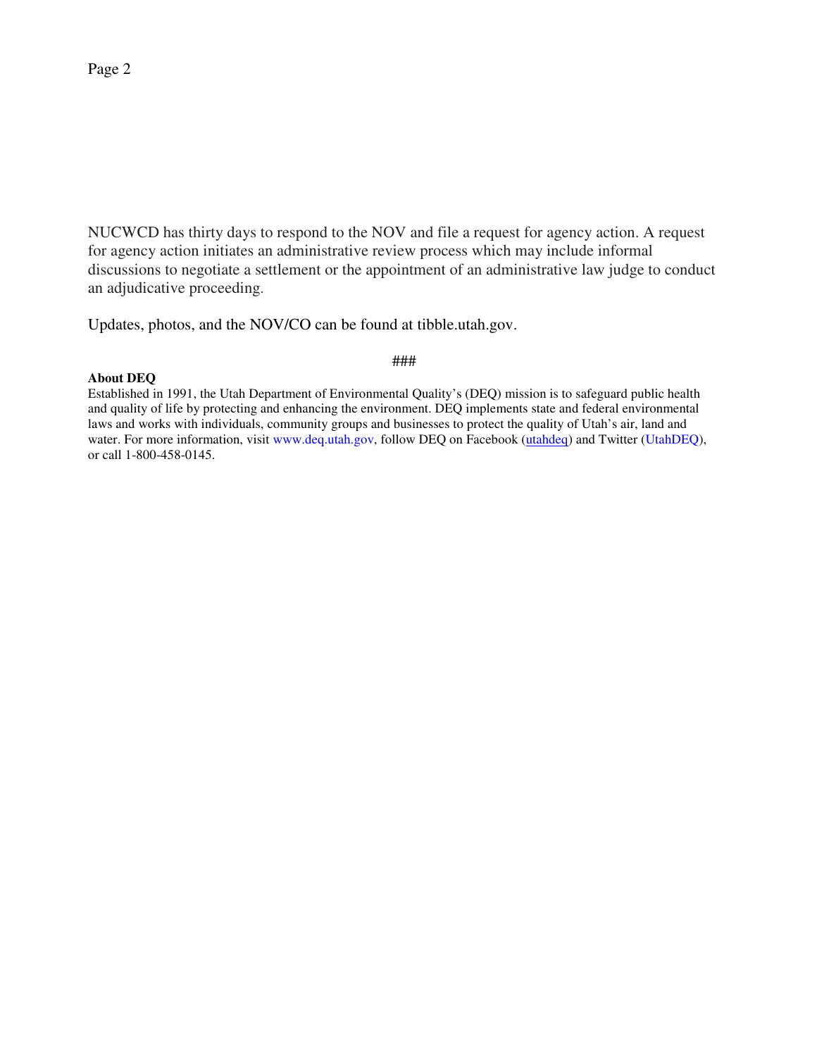NUCWCD has thirty days to respond to the NOV and file a request for agency action. A request for agency action initiates an administrative review process which may include informal discussions to negotiate a settlement or the appointment of an administrative law judge to conduct an adjudicative proceeding.

Updates, photos, and the NOV/CO can be found at tibble.utah.gov.

###

**About DEQ**

Established in 1991, the Utah Department of Environmental Quality's (DEQ) mission is to safeguard public health and quality of life by protecting and enhancing the environment. DEQ implements state and federal environmental laws and works with individuals, community groups and businesses to protect the quality of Utah's air, land and water. For more information, visit www.deq.utah.gov, follow DEQ on Facebook (utahdeq) and Twitter (UtahDEQ), or call 1-800-458-0145.